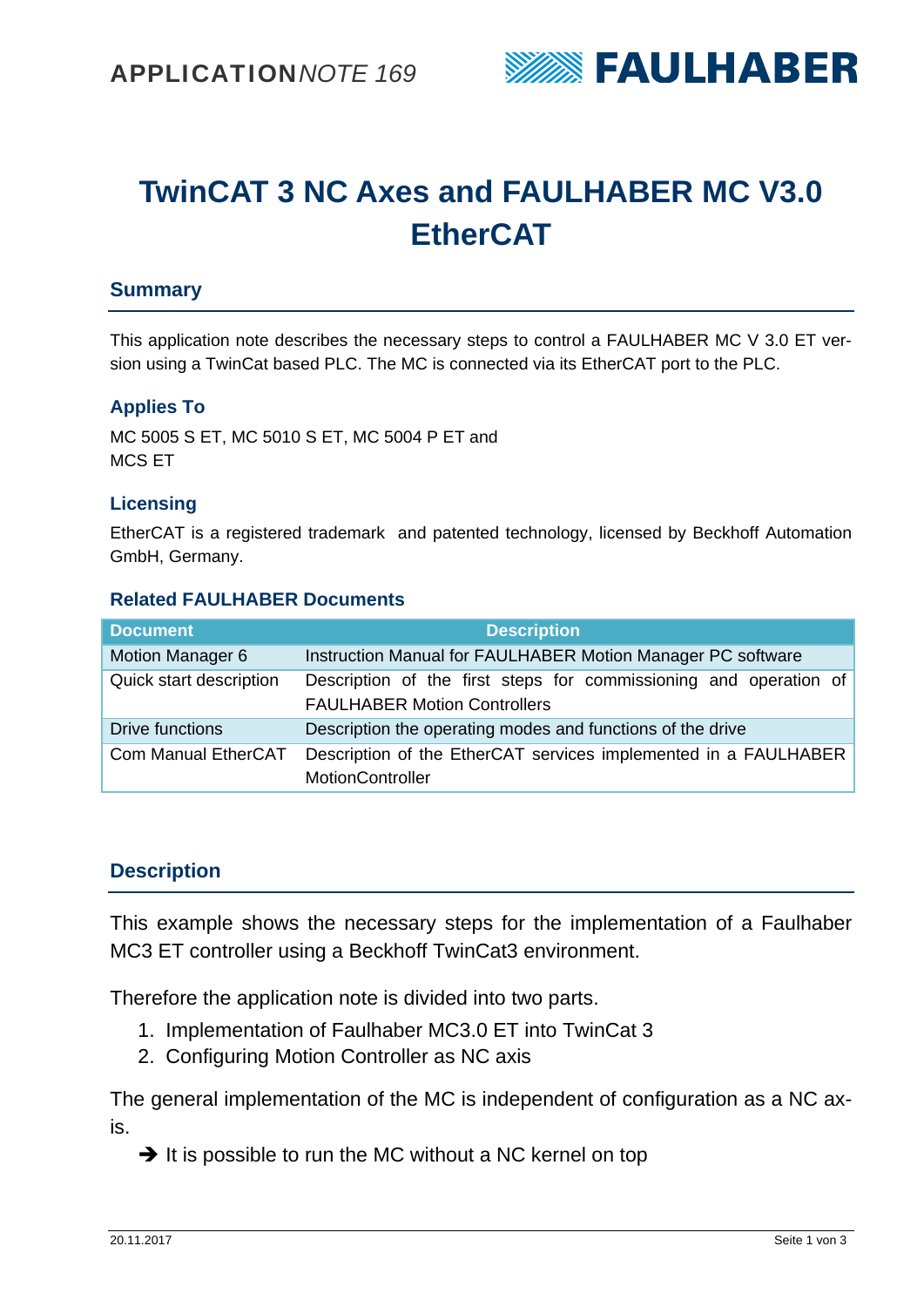APPLICATION*NOTE 169*

# TwinCAT 3 NC Axes and FAULHABER MC V3.0 EtherCAT

## Summary

This application note describes the necessary steps to control a FAULHABER MC V 3.0 ET version using a TwinCat based PLC. The MC is connected via its EtherCAT port to the PLC.

### Applies To

MC 5005 S ET, MC 5010 S ET, MC 5004 P ET and
MCS ET

### Licensing

EtherCAT is a registered trademark and patented technology, licensed by Beckhoff Automation GmbH, Germany.

### Related FAULHABER Documents

| Document | Description |
| --- | --- |
| Motion Manager 6 | Instruction Manual for FAULHABER Motion Manager PC software |
| Quick start description | Description of the first steps for commissioning and operation of FAULHABER Motion Controllers |
| Drive functions | Description the operating modes and functions of the drive |
| Com Manual EtherCAT | Description of the EtherCAT services implemented in a FAULHABER MotionController |

## Description

This example shows the necessary steps for the implementation of a Faulhaber MC3 ET controller using a Beckhoff TwinCat3 environment.

Therefore the application note is divided into two parts.

1. Implementation of Faulhaber MC3.0 ET into TwinCat 3
2. Configuring Motion Controller as NC axis

The general implementation of the MC is independent of configuration as a NC axis.

➔ It is possible to run the MC without a NC kernel on top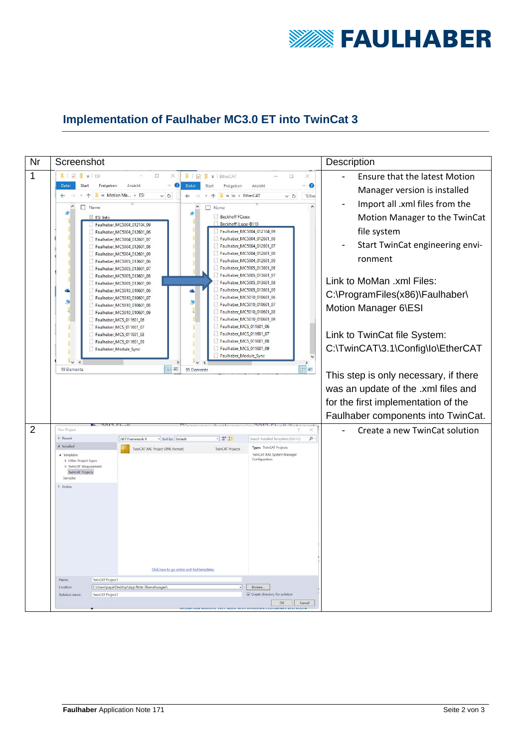## Implementation of Faulhaber MC3.0 ET into TwinCat 3

| Nr | Screenshot | Description |
|---|---|---|
| 1 | | - Ensure that the latest Motion Manager version is installed<br>- Import all .xml files from the Motion Manager to the TwinCat file system<br>- Start TwinCat engineering environment<br><br>Link to MoMan .xml Files:<br>C:\ProgramFiles(x86)\Faulhaber\ Motion Manager 6\ESI<br><br>Link to TwinCat file System:<br>C:\TwinCAT\3.1\Config\Io\EtherCAT<br><br>This step is only necessary, if there was an update of the .xml files and for the first implementation of the Faulhaber components into TwinCat. |
| 2 | | - Create a new TwinCat solution |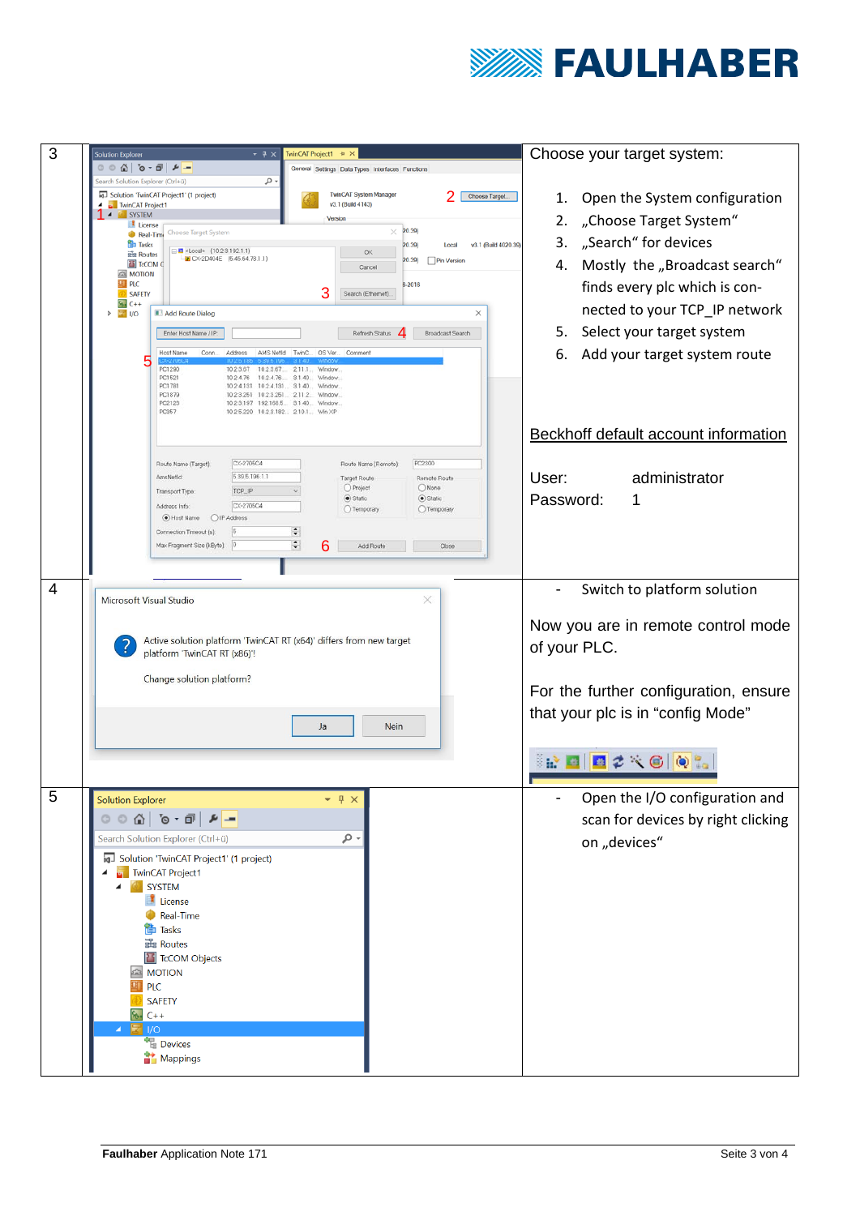| | | |
|---|---|---|
| 3 | | Choose your target system:<br><br>1. Open the System configuration<br>2. „Choose Target System“<br>3. „Search“ for devices<br>4. Mostly the „Broadcast search“ finds every plc which is connected to your TCP_IP network<br>5. Select your target system<br>6. Add your target system route<br><br>Beckhoff default account information<br><br>User: administrator<br>Password: 1 |
| 4 | | - Switch to platform solution<br><br>Now you are in remote control mode of your PLC.<br><br>For the further configuration, ensure that your plc is in “config Mode” |
| 5 | | - Open the I/O configuration and scan for devices by right clicking on „devices“ |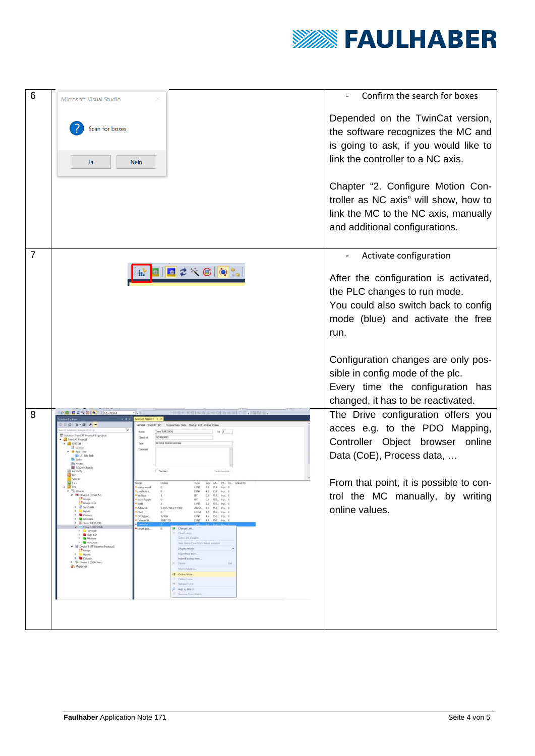| | | |
|---|---|---|
| 6 | Microsoft Visual Studio<br><br>Scan for boxes<br><br>Ja Nein | - Confirm the search for boxes<br><br>Depended on the TwinCat version, the software recognizes the MC and is going to ask, if you would like to link the controller to a NC axis.<br><br>Chapter "2. Configure Motion Controller as NC axis" will show, how to link the MC to the NC axis, manually and additional configurations. |
| 7 | | - Activate configuration<br><br>After the configuration is activated, the PLC changes to run mode.<br>You could also switch back to config mode (blue) and activate the free run.<br><br>Configuration changes are only possible in config mode of the plc.<br>Every time the configuration has changed, it has to be reactivated. |
| 8 | | The Drive configuration offers you acces e.g. to the PDO Mapping, Controller Object browser online Data (CoE), Process data, …<br><br>From that point, it is possible to control the MC manually, by writing online values. |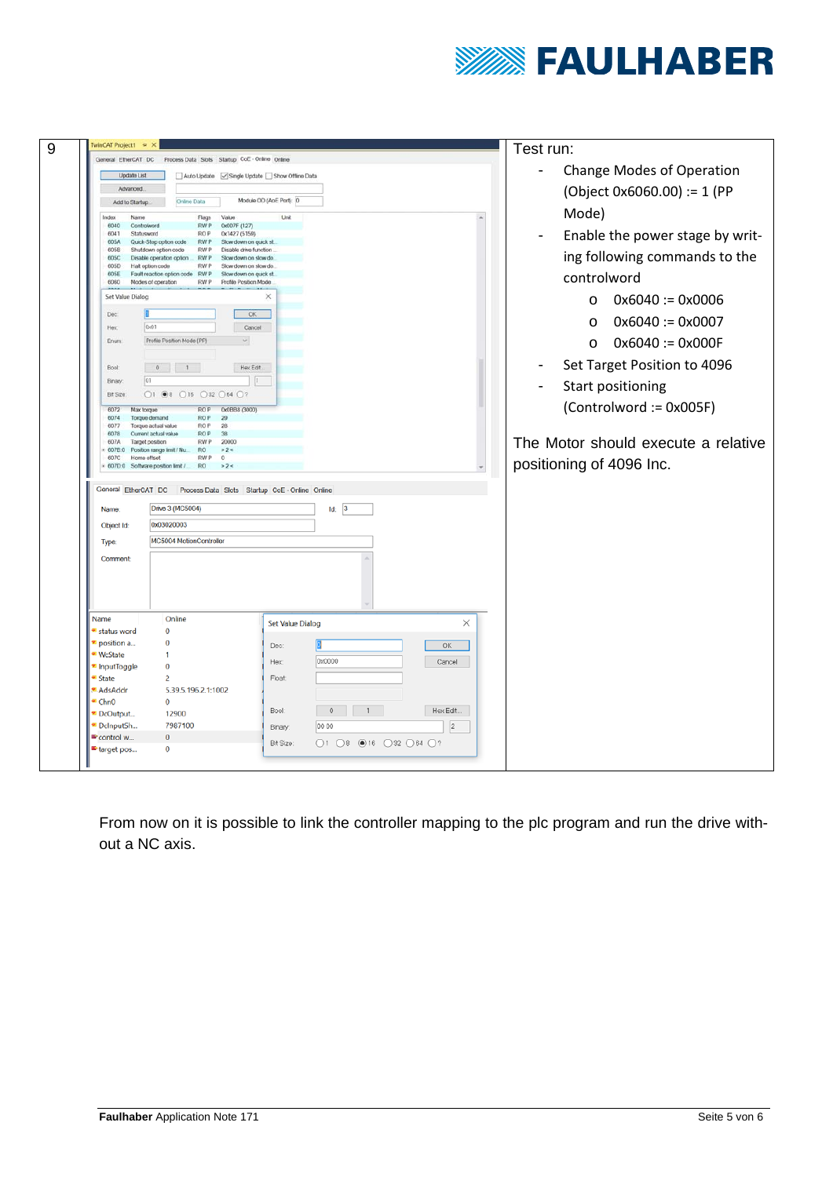| 9 | | Test run:<br>- Change Modes of Operation (Object 0x6060.00) := 1 (PP Mode)<br>- Enable the power stage by writing following commands to the controlword<br>  o 0x6040 := 0x0006<br>  o 0x6040 := 0x0007<br>  o 0x6040 := 0x000F<br>- Set Target Position to 4096<br>- Start positioning (Controlword := 0x005F)<br><br>The Motor should execute a relative positioning of 4096 Inc. |
|---|---|---|

From now on it is possible to link the controller mapping to the plc program and run the drive without a NC axis.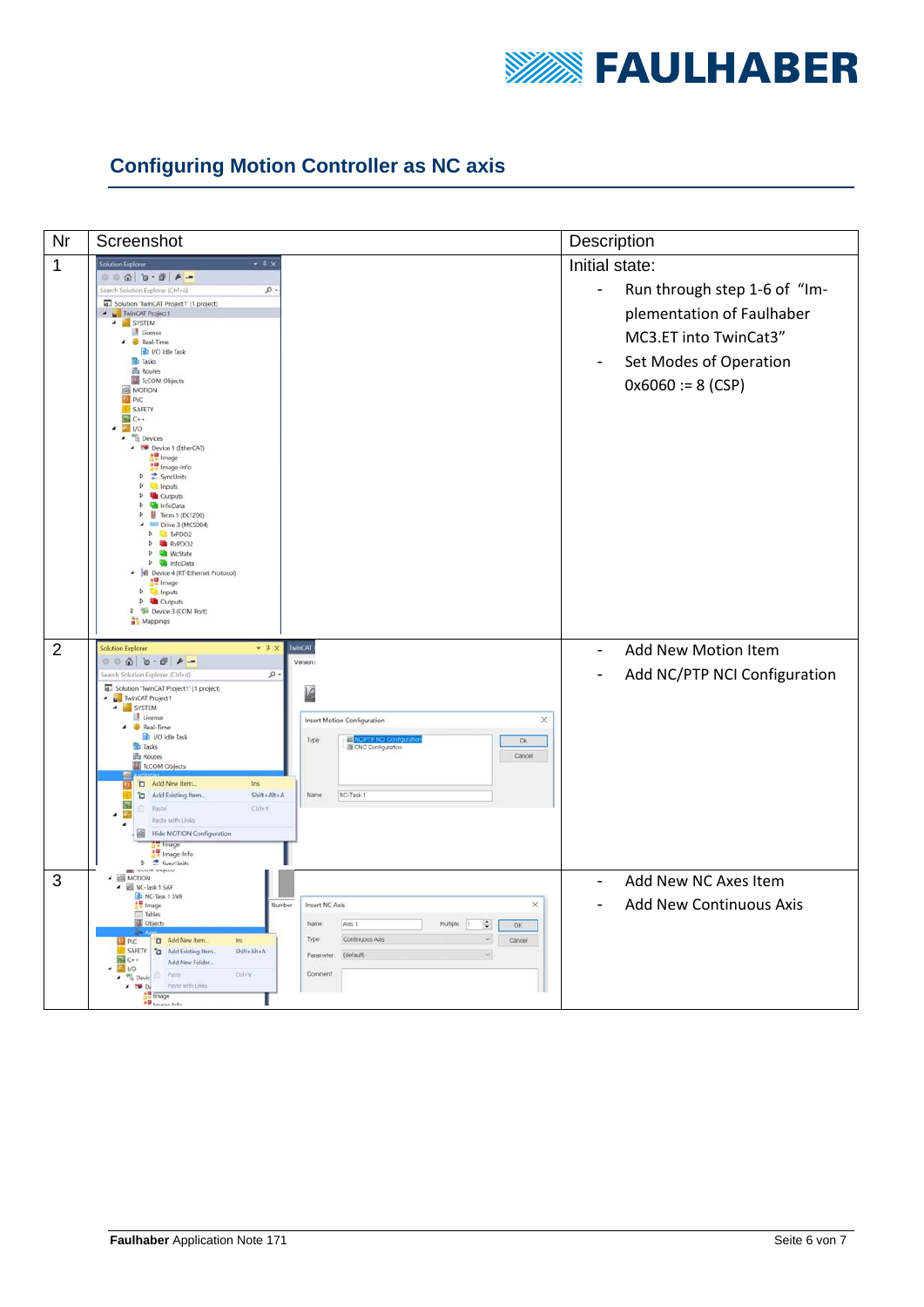## Configuring Motion Controller as NC axis

| Nr | Screenshot | Description |
|---|---|---|
| 1 | | Initial state:<br>- Run through step 1-6 of "Implementation of Faulhaber MC3.ET into TwinCat3"<br>- Set Modes of Operation 0x6060 := 8 (CSP) |
| 2 | | - Add New Motion Item<br>- Add NC/PTP NCI Configuration |
| 3 | | - Add New NC Axes Item<br>- Add New Continuous Axis |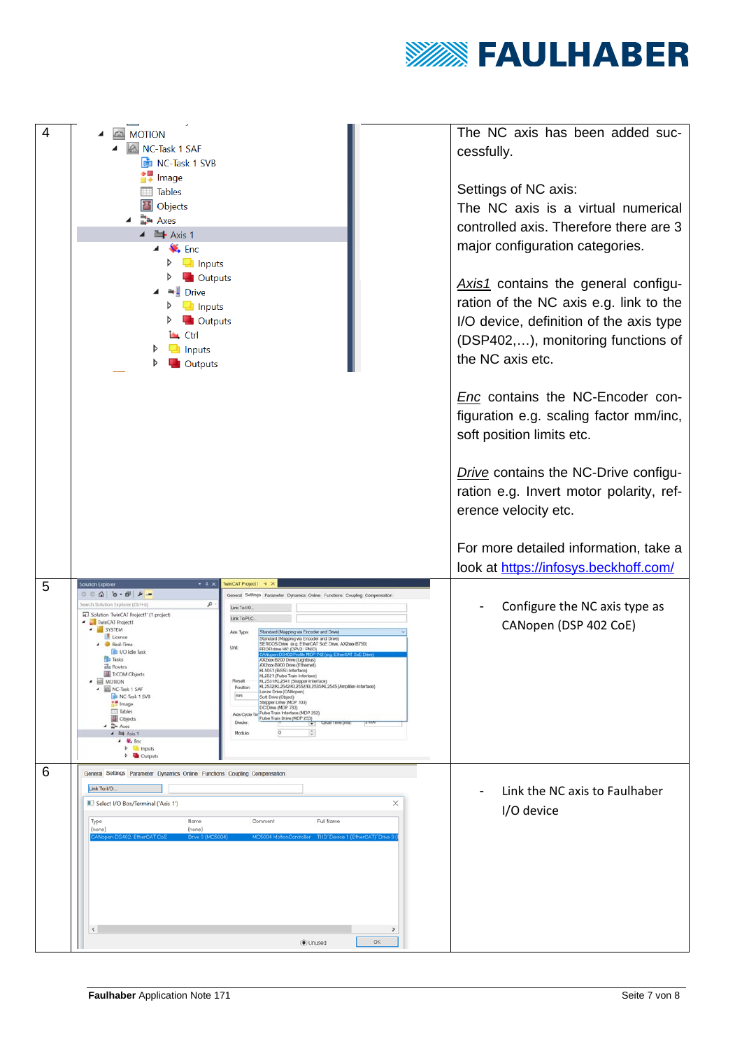| | | |
|---|---|---|
| 4 | MOTION<br>NC-Task 1 SAF<br>NC-Task 1 SVB<br>Image<br>Tables<br>Objects<br>Axes<br>Axis 1<br>Enc<br>Inputs<br>Outputs<br>Drive<br>Inputs<br>Outputs<br>Ctrl<br>Inputs<br>Outputs | The NC axis has been added successfully.<br><br>Settings of NC axis:<br>The NC axis is a virtual numerical controlled axis. Therefore there are 3 major configuration categories.<br><br>*Axis1* contains the general configuration of the NC axis e.g. link to the I/O device, definition of the axis type (DSP402,…), monitoring functions of the NC axis etc.<br><br>*Enc* contains the NC-Encoder configuration e.g. scaling factor mm/inc, soft position limits etc.<br><br>*Drive* contains the NC-Drive configuration e.g. Invert motor polarity, reference velocity etc.<br><br>For more detailed information, take a look at [https://infosys.beckhoff.com/](https://infosys.beckhoff.com/) |
| 5 | | - Configure the NC axis type as CANopen (DSP 402 CoE) |
| 6 | | - Link the NC axis to Faulhaber I/O device |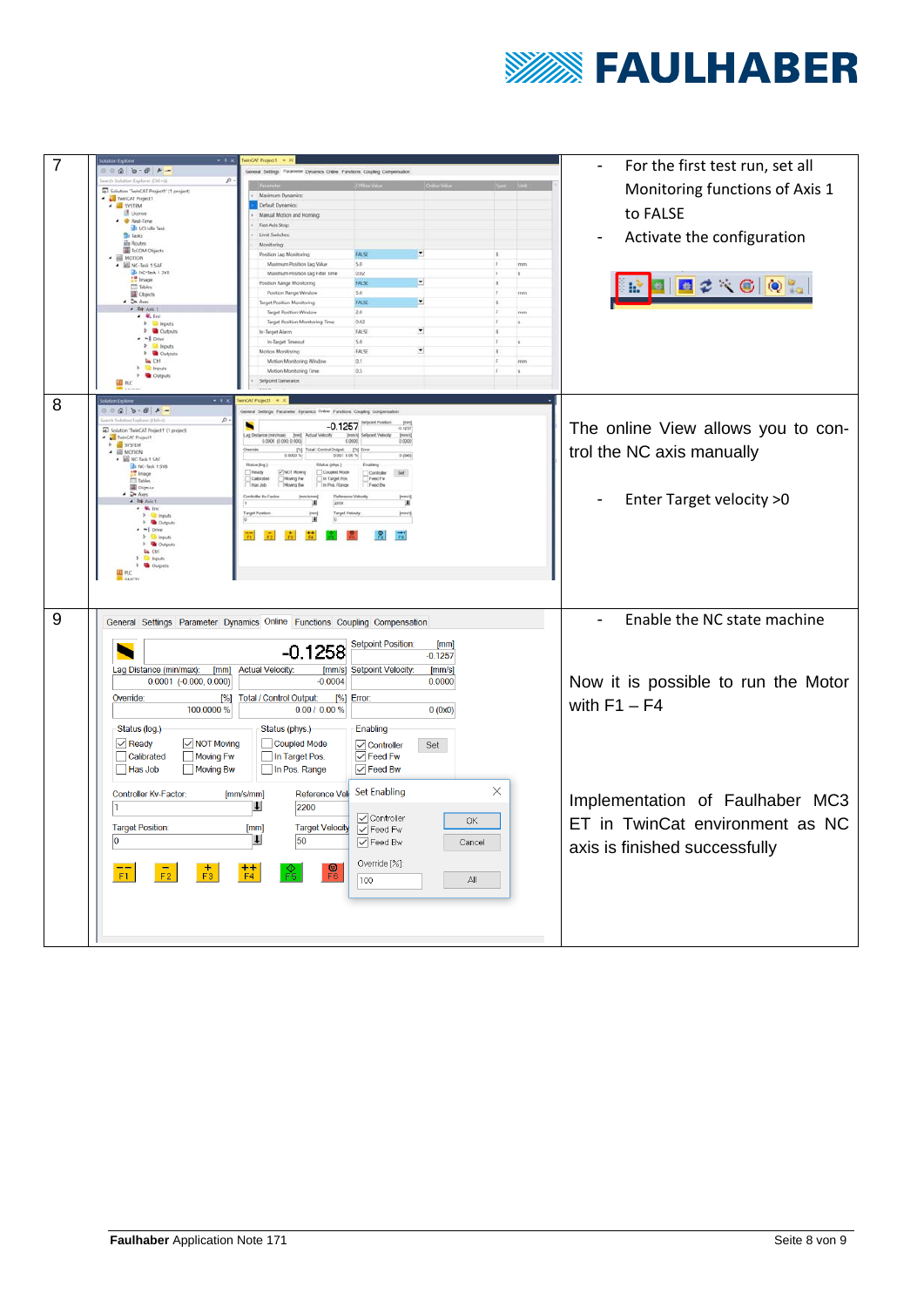| | | |
|---|---|---|
| 7 | | - For the first test run, set all Monitoring functions of Axis 1 to FALSE<br>- Activate the configuration |
| 8 | | The online View allows you to control the NC axis manually<br>- Enter Target velocity >0 |
| 9 | | - Enable the NC state machine<br><br>Now it is possible to run the Motor with F1 – F4<br><br>Implementation of Faulhaber MC3 ET in TwinCat environment as NC axis is finished successfully |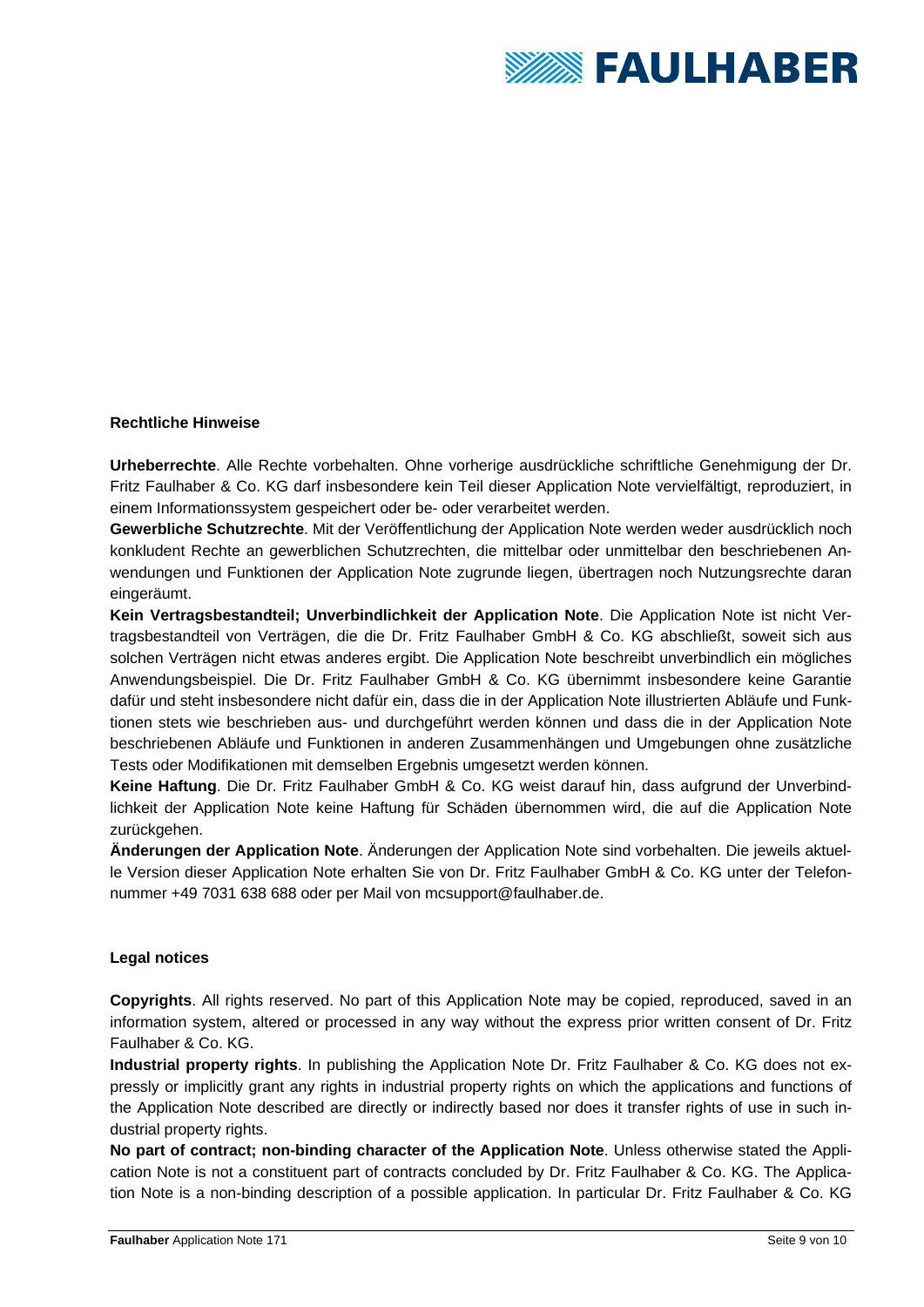**Rechtliche Hinweise**

**Urheberrechte**. Alle Rechte vorbehalten. Ohne vorherige ausdrückliche schriftliche Genehmigung der Dr. Fritz Faulhaber & Co. KG darf insbesondere kein Teil dieser Application Note vervielfältigt, reproduziert, in einem Informationssystem gespeichert oder be- oder verarbeitet werden.

**Gewerbliche Schutzrechte**. Mit der Veröffentlichung der Application Note werden weder ausdrücklich noch konkludent Rechte an gewerblichen Schutzrechten, die mittelbar oder unmittelbar den beschriebenen Anwendungen und Funktionen der Application Note zugrunde liegen, übertragen noch Nutzungsrechte daran eingeräumt.

**Kein Vertragsbestandteil; Unverbindlichkeit der Application Note**. Die Application Note ist nicht Vertragsbestandteil von Verträgen, die die Dr. Fritz Faulhaber GmbH & Co. KG abschließt, soweit sich aus solchen Verträgen nicht etwas anderes ergibt. Die Application Note beschreibt unverbindlich ein mögliches Anwendungsbeispiel. Die Dr. Fritz Faulhaber GmbH & Co. KG übernimmt insbesondere keine Garantie dafür und steht insbesondere nicht dafür ein, dass die in der Application Note illustrierten Abläufe und Funktionen stets wie beschrieben aus- und durchgeführt werden können und dass die in der Application Note beschriebenen Abläufe und Funktionen in anderen Zusammenhängen und Umgebungen ohne zusätzliche Tests oder Modifikationen mit demselben Ergebnis umgesetzt werden können.

**Keine Haftung**. Die Dr. Fritz Faulhaber GmbH & Co. KG weist darauf hin, dass aufgrund der Unverbindlichkeit der Application Note keine Haftung für Schäden übernommen wird, die auf die Application Note zurückgehen.

**Änderungen der Application Note**. Änderungen der Application Note sind vorbehalten. Die jeweils aktuelle Version dieser Application Note erhalten Sie von Dr. Fritz Faulhaber GmbH & Co. KG unter der Telefonnummer +49 7031 638 688 oder per Mail von mcsupport@faulhaber.de.

**Legal notices**

**Copyrights**. All rights reserved. No part of this Application Note may be copied, reproduced, saved in an information system, altered or processed in any way without the express prior written consent of Dr. Fritz Faulhaber & Co. KG.

**Industrial property rights**. In publishing the Application Note Dr. Fritz Faulhaber & Co. KG does not expressly or implicitly grant any rights in industrial property rights on which the applications and functions of the Application Note described are directly or indirectly based nor does it transfer rights of use in such industrial property rights.

**No part of contract; non-binding character of the Application Note**. Unless otherwise stated the Application Note is not a constituent part of contracts concluded by Dr. Fritz Faulhaber & Co. KG. The Application Note is a non-binding description of a possible application. In particular Dr. Fritz Faulhaber & Co. KG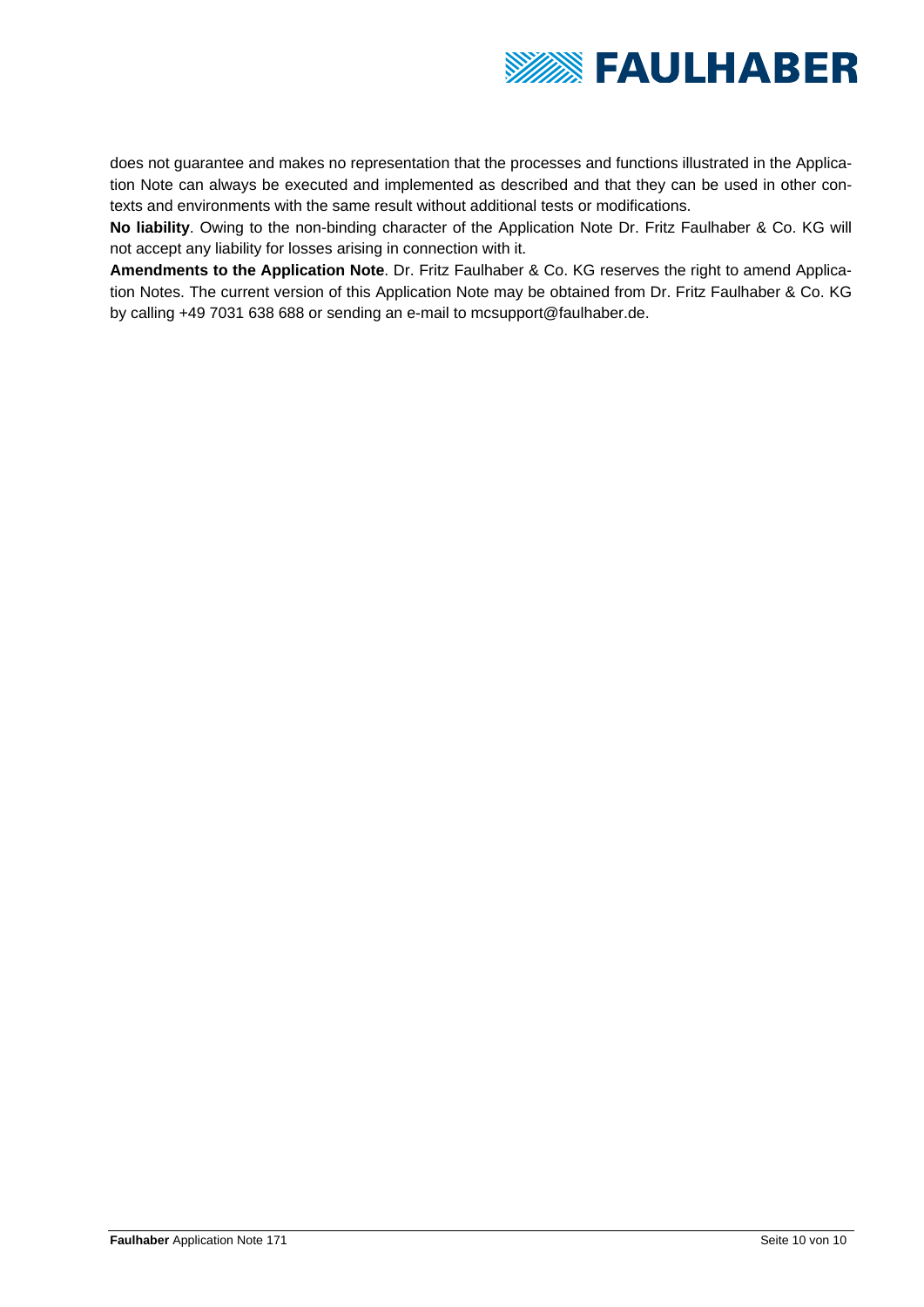does not guarantee and makes no representation that the processes and functions illustrated in the Application Note can always be executed and implemented as described and that they can be used in other contexts and environments with the same result without additional tests or modifications.

**No liability**. Owing to the non-binding character of the Application Note Dr. Fritz Faulhaber & Co. KG will not accept any liability for losses arising in connection with it.

**Amendments to the Application Note**. Dr. Fritz Faulhaber & Co. KG reserves the right to amend Application Notes. The current version of this Application Note may be obtained from Dr. Fritz Faulhaber & Co. KG by calling +49 7031 638 688 or sending an e-mail to mcsupport@faulhaber.de.